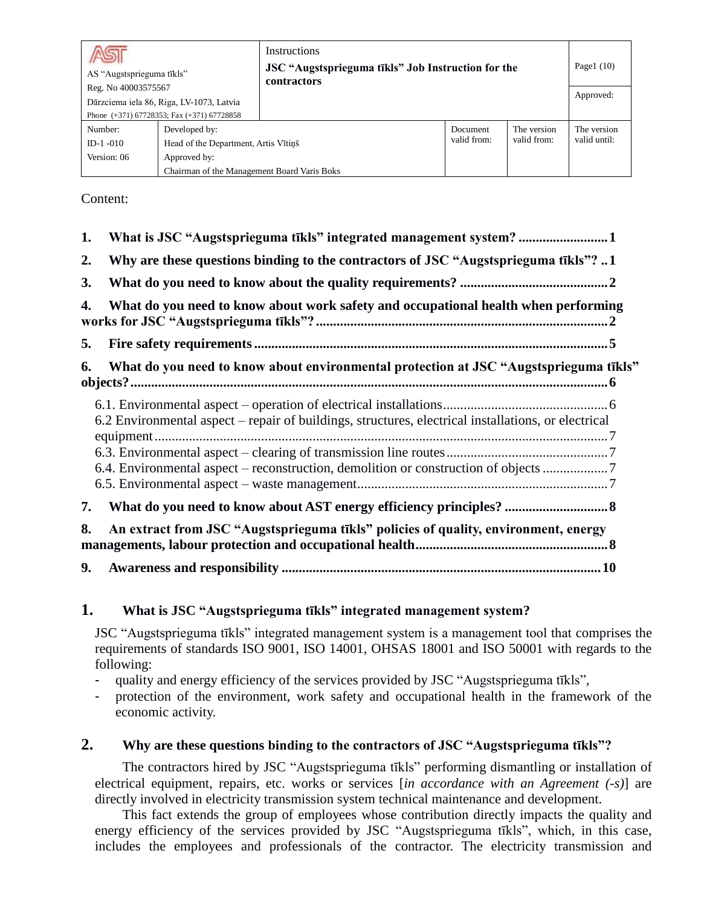| AST<br>AS "Augstsprieguma tīkls"<br>Reg. No 40003575567<br>Dārzciema iela 86, Riga, LV-1073, Latvia<br>Phone (+371) 67728353; Fax (+371) 67728858 | Instructions<br>**JSC "Augstsprieguma tīkls" Job Instruction for the contractors** | | | Page1 (10)<br>Approved: |
|---|---|---|---|---|
| Number:<br>ID-1 -010<br>Version: 06 | Developed by:<br>Head of the Department, Artis Vītiņš<br>Approved by:<br>Chairman of the Management Board Varis Boks | Document valid from: | The version valid from: | The version valid until: |

Content:

1. **What is JSC "Augstsprieguma tīkls" integrated management system? .......... 1**
2. **Why are these questions binding to the contractors of JSC "Augstsprieguma tīkls"? .. 1**
3. **What do you need to know about the quality requirements? .......... 2**
4. **What do you need to know about work safety and occupational health when performing works for JSC "Augstsprieguma tīkls"? .......... 2**
5. **Fire safety requirements .......... 5**
6. **What do you need to know about environmental protection at JSC "Augstsprieguma tīkls" objects? .......... 6**
   - 6.1. Environmental aspect – operation of electrical installations .......... 6
   - 6.2 Environmental aspect – repair of buildings, structures, electrical installations, or electrical equipment .......... 7
   - 6.3. Environmental aspect – clearing of transmission line routes .......... 7
   - 6.4. Environmental aspect – reconstruction, demolition or construction of objects .......... 7
   - 6.5. Environmental aspect – waste management .......... 7
7. **What do you need to know about AST energy efficiency principles? .......... 8**
8. **An extract from JSC "Augstsprieguma tīkls" policies of quality, environment, energy managements, labour protection and occupational health .......... 8**
9. **Awareness and responsibility .......... 10**

## 1. What is JSC "Augstsprieguma tīkls" integrated management system?

JSC "Augstsprieguma tīkls" integrated management system is a management tool that comprises the requirements of standards ISO 9001, ISO 14001, OHSAS 18001 and ISO 50001 with regards to the following:

- quality and energy efficiency of the services provided by JSC "Augstsprieguma tīkls",
- protection of the environment, work safety and occupational health in the framework of the economic activity.

## 2. Why are these questions binding to the contractors of JSC "Augstsprieguma tīkls"?

The contractors hired by JSC "Augstsprieguma tīkls" performing dismantling or installation of electrical equipment, repairs, etc. works or services [*in accordance with an Agreement (-s)*] are directly involved in electricity transmission system technical maintenance and development.

This fact extends the group of employees whose contribution directly impacts the quality and energy efficiency of the services provided by JSC "Augstsprieguma tīkls", which, in this case, includes the employees and professionals of the contractor. The electricity transmission and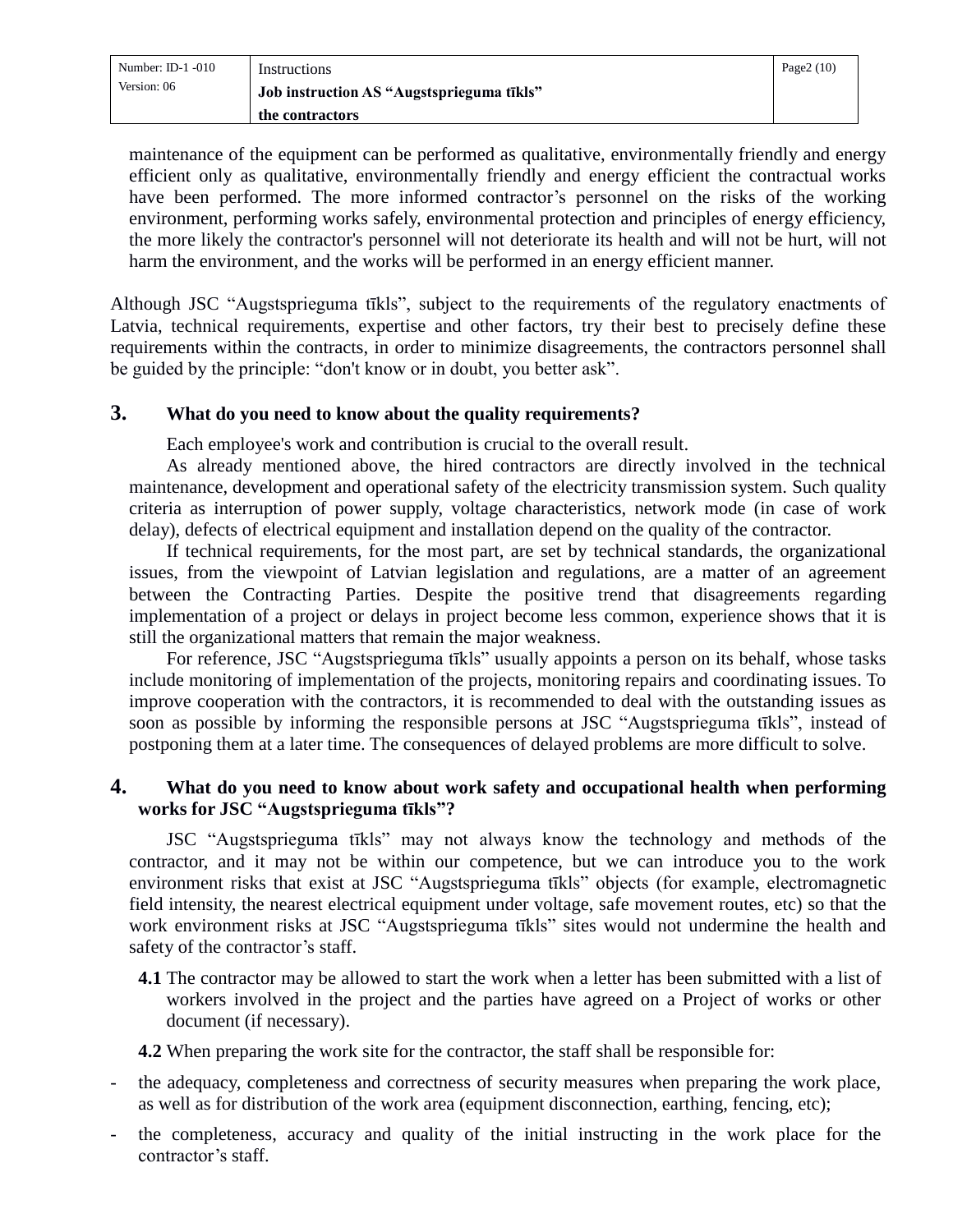maintenance of the equipment can be performed as qualitative, environmentally friendly and energy efficient only as qualitative, environmentally friendly and energy efficient the contractual works have been performed. The more informed contractor's personnel on the risks of the working environment, performing works safely, environmental protection and principles of energy efficiency, the more likely the contractor's personnel will not deteriorate its health and will not be hurt, will not harm the environment, and the works will be performed in an energy efficient manner.

Although JSC "Augstsprieguma tīkls", subject to the requirements of the regulatory enactments of Latvia, technical requirements, expertise and other factors, try their best to precisely define these requirements within the contracts, in order to minimize disagreements, the contractors personnel shall be guided by the principle: "don't know or in doubt, you better ask".

## 3. What do you need to know about the quality requirements?

Each employee's work and contribution is crucial to the overall result.

As already mentioned above, the hired contractors are directly involved in the technical maintenance, development and operational safety of the electricity transmission system. Such quality criteria as interruption of power supply, voltage characteristics, network mode (in case of work delay), defects of electrical equipment and installation depend on the quality of the contractor.

If technical requirements, for the most part, are set by technical standards, the organizational issues, from the viewpoint of Latvian legislation and regulations, are a matter of an agreement between the Contracting Parties. Despite the positive trend that disagreements regarding implementation of a project or delays in project become less common, experience shows that it is still the organizational matters that remain the major weakness.

For reference, JSC "Augstsprieguma tīkls" usually appoints a person on its behalf, whose tasks include monitoring of implementation of the projects, monitoring repairs and coordinating issues. To improve cooperation with the contractors, it is recommended to deal with the outstanding issues as soon as possible by informing the responsible persons at JSC "Augstsprieguma tīkls", instead of postponing them at a later time. The consequences of delayed problems are more difficult to solve.

## 4. What do you need to know about work safety and occupational health when performing works for JSC "Augstsprieguma tīkls"?

JSC "Augstsprieguma tīkls" may not always know the technology and methods of the contractor, and it may not be within our competence, but we can introduce you to the work environment risks that exist at JSC "Augstsprieguma tīkls" objects (for example, electromagnetic field intensity, the nearest electrical equipment under voltage, safe movement routes, etc) so that the work environment risks at JSC "Augstsprieguma tīkls" sites would not undermine the health and safety of the contractor's staff.

**4.1** The contractor may be allowed to start the work when a letter has been submitted with a list of workers involved in the project and the parties have agreed on a Project of works or other document (if necessary).

**4.2** When preparing the work site for the contractor, the staff shall be responsible for:

- the adequacy, completeness and correctness of security measures when preparing the work place, as well as for distribution of the work area (equipment disconnection, earthing, fencing, etc);
- the completeness, accuracy and quality of the initial instructing in the work place for the contractor's staff.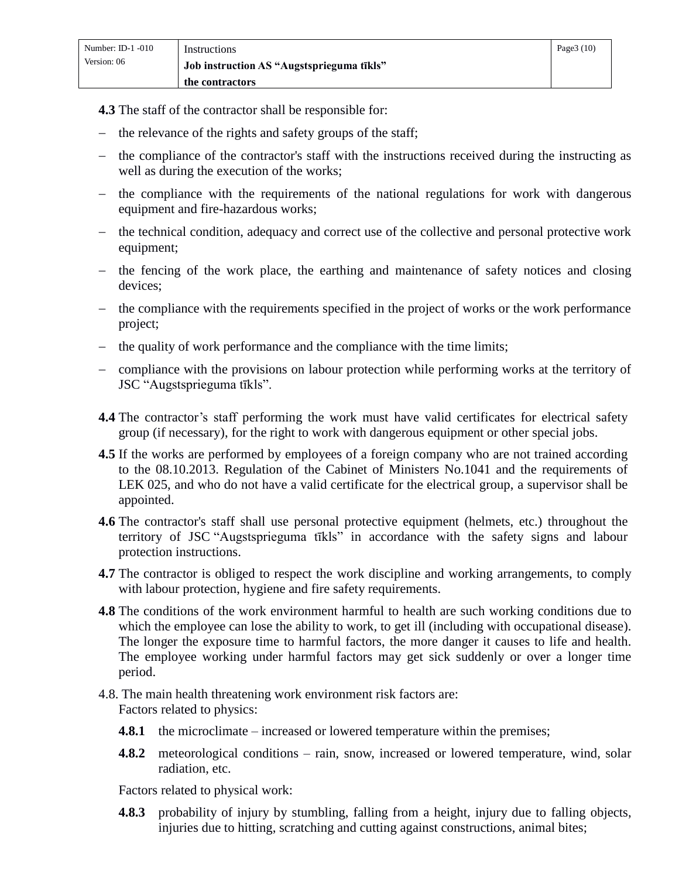**4.3** The staff of the contractor shall be responsible for:

- the relevance of the rights and safety groups of the staff;
- the compliance of the contractor's staff with the instructions received during the instructing as well as during the execution of the works;
- the compliance with the requirements of the national regulations for work with dangerous equipment and fire-hazardous works;
- the technical condition, adequacy and correct use of the collective and personal protective work equipment;
- the fencing of the work place, the earthing and maintenance of safety notices and closing devices;
- the compliance with the requirements specified in the project of works or the work performance project;
- the quality of work performance and the compliance with the time limits;
- compliance with the provisions on labour protection while performing works at the territory of JSC "Augstsprieguma tīkls".

**4.4** The contractor's staff performing the work must have valid certificates for electrical safety group (if necessary), for the right to work with dangerous equipment or other special jobs.

**4.5** If the works are performed by employees of a foreign company who are not trained according to the 08.10.2013. Regulation of the Cabinet of Ministers No.1041 and the requirements of LEK 025, and who do not have a valid certificate for the electrical group, a supervisor shall be appointed.

**4.6** The contractor's staff shall use personal protective equipment (helmets, etc.) throughout the territory of JSC "Augstsprieguma tīkls" in accordance with the safety signs and labour protection instructions.

**4.7** The contractor is obliged to respect the work discipline and working arrangements, to comply with labour protection, hygiene and fire safety requirements.

**4.8** The conditions of the work environment harmful to health are such working conditions due to which the employee can lose the ability to work, to get ill (including with occupational disease). The longer the exposure time to harmful factors, the more danger it causes to life and health. The employee working under harmful factors may get sick suddenly or over a longer time period.

4.8. The main health threatening work environment risk factors are:
Factors related to physics:

**4.8.1** the microclimate – increased or lowered temperature within the premises;

**4.8.2** meteorological conditions – rain, snow, increased or lowered temperature, wind, solar radiation, etc.

Factors related to physical work:

**4.8.3** probability of injury by stumbling, falling from a height, injury due to falling objects, injuries due to hitting, scratching and cutting against constructions, animal bites;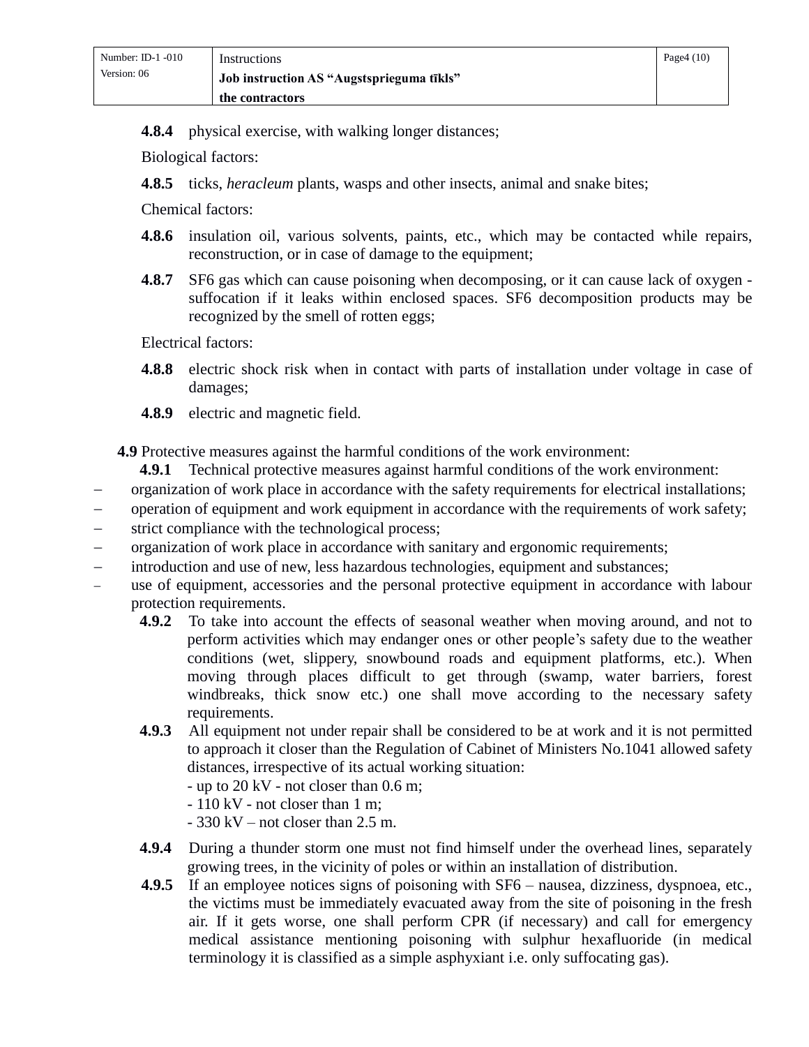**4.8.4** physical exercise, with walking longer distances;

Biological factors:

**4.8.5** ticks, *heracleum* plants, wasps and other insects, animal and snake bites;

Chemical factors:

**4.8.6** insulation oil, various solvents, paints, etc., which may be contacted while repairs, reconstruction, or in case of damage to the equipment;

**4.8.7** SF6 gas which can cause poisoning when decomposing, or it can cause lack of oxygen - suffocation if it leaks within enclosed spaces. SF6 decomposition products may be recognized by the smell of rotten eggs;

Electrical factors:

**4.8.8** electric shock risk when in contact with parts of installation under voltage in case of damages;

**4.8.9** electric and magnetic field.

**4.9** Protective measures against the harmful conditions of the work environment:

**4.9.1** Technical protective measures against harmful conditions of the work environment:

- organization of work place in accordance with the safety requirements for electrical installations;
- operation of equipment and work equipment in accordance with the requirements of work safety;
- strict compliance with the technological process;
- organization of work place in accordance with sanitary and ergonomic requirements;
- introduction and use of new, less hazardous technologies, equipment and substances;
- use of equipment, accessories and the personal protective equipment in accordance with labour protection requirements.

**4.9.2** To take into account the effects of seasonal weather when moving around, and not to perform activities which may endanger ones or other people's safety due to the weather conditions (wet, slippery, snowbound roads and equipment platforms, etc.). When moving through places difficult to get through (swamp, water barriers, forest windbreaks, thick snow etc.) one shall move according to the necessary safety requirements.

**4.9.3** All equipment not under repair shall be considered to be at work and it is not permitted to approach it closer than the Regulation of Cabinet of Ministers No.1041 allowed safety distances, irrespective of its actual working situation:

- up to 20 kV - not closer than 0.6 m;
- 110 kV - not closer than 1 m;
- 330 kV – not closer than 2.5 m.

**4.9.4** During a thunder storm one must not find himself under the overhead lines, separately growing trees, in the vicinity of poles or within an installation of distribution.

**4.9.5** If an employee notices signs of poisoning with SF6 – nausea, dizziness, dyspnoea, etc., the victims must be immediately evacuated away from the site of poisoning in the fresh air. If it gets worse, one shall perform CPR (if necessary) and call for emergency medical assistance mentioning poisoning with sulphur hexafluoride (in medical terminology it is classified as a simple asphyxiant i.e. only suffocating gas).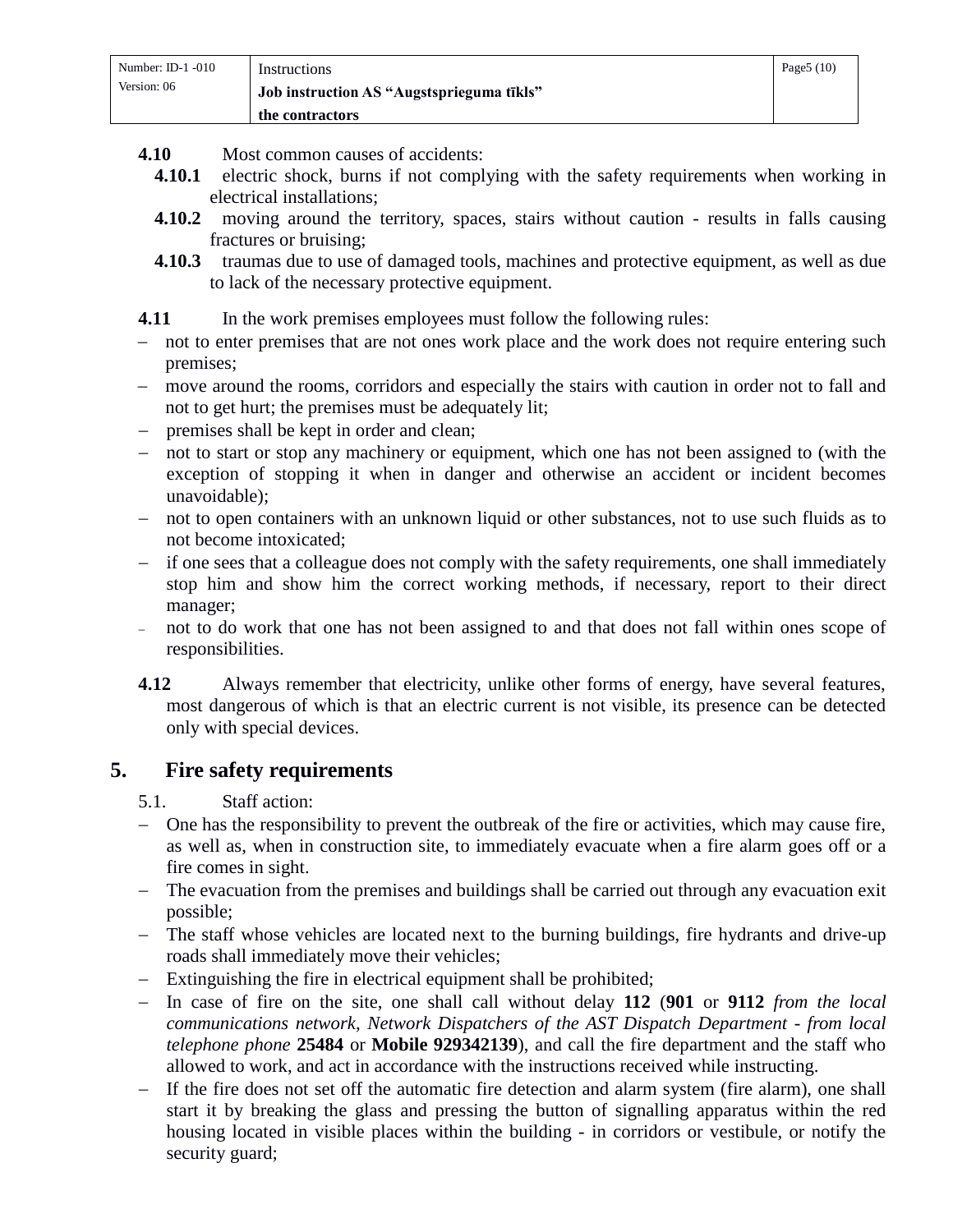**4.10** Most common causes of accidents:

**4.10.1** electric shock, burns if not complying with the safety requirements when working in electrical installations;

**4.10.2** moving around the territory, spaces, stairs without caution - results in falls causing fractures or bruising;

**4.10.3** traumas due to use of damaged tools, machines and protective equipment, as well as due to lack of the necessary protective equipment.

**4.11** In the work premises employees must follow the following rules:

- not to enter premises that are not ones work place and the work does not require entering such premises;
- move around the rooms, corridors and especially the stairs with caution in order not to fall and not to get hurt; the premises must be adequately lit;
- premises shall be kept in order and clean;
- not to start or stop any machinery or equipment, which one has not been assigned to (with the exception of stopping it when in danger and otherwise an accident or incident becomes unavoidable);
- not to open containers with an unknown liquid or other substances, not to use such fluids as to not become intoxicated;
- if one sees that a colleague does not comply with the safety requirements, one shall immediately stop him and show him the correct working methods, if necessary, report to their direct manager;
- not to do work that one has not been assigned to and that does not fall within ones scope of responsibilities.

**4.12** Always remember that electricity, unlike other forms of energy, have several features, most dangerous of which is that an electric current is not visible, its presence can be detected only with special devices.

## 5. Fire safety requirements

5.1. Staff action:

- One has the responsibility to prevent the outbreak of the fire or activities, which may cause fire, as well as, when in construction site, to immediately evacuate when a fire alarm goes off or a fire comes in sight.
- The evacuation from the premises and buildings shall be carried out through any evacuation exit possible;
- The staff whose vehicles are located next to the burning buildings, fire hydrants and drive-up roads shall immediately move their vehicles;
- Extinguishing the fire in electrical equipment shall be prohibited;
- In case of fire on the site, one shall call without delay **112** (**901** or **9112** *from the local communications network, Network Dispatchers of the AST Dispatch Department - from local telephone phone* **25484** or **Mobile 929342139**), and call the fire department and the staff who allowed to work, and act in accordance with the instructions received while instructing.
- If the fire does not set off the automatic fire detection and alarm system (fire alarm), one shall start it by breaking the glass and pressing the button of signalling apparatus within the red housing located in visible places within the building - in corridors or vestibule, or notify the security guard;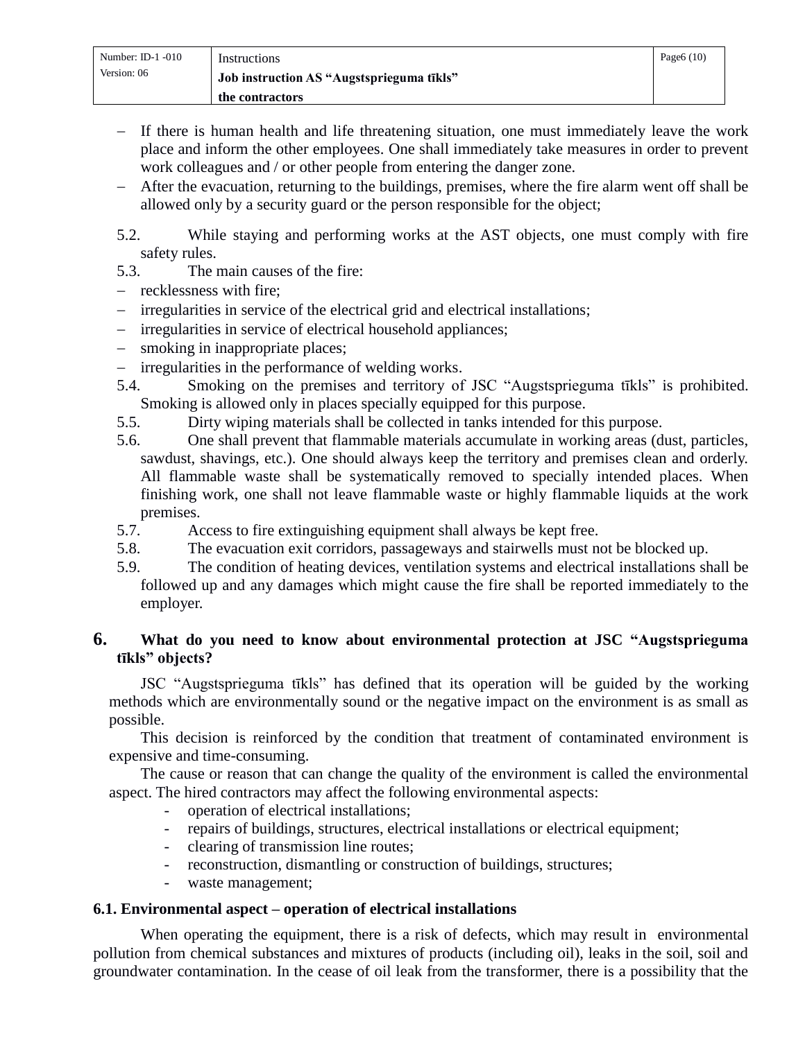- If there is human health and life threatening situation, one must immediately leave the work place and inform the other employees. One shall immediately take measures in order to prevent work colleagues and / or other people from entering the danger zone.
- After the evacuation, returning to the buildings, premises, where the fire alarm went off shall be allowed only by a security guard or the person responsible for the object;

5.2. While staying and performing works at the AST objects, one must comply with fire safety rules.

5.3. The main causes of the fire:

- recklessness with fire;
- irregularities in service of the electrical grid and electrical installations;
- irregularities in service of electrical household appliances;
- smoking in inappropriate places;
- irregularities in the performance of welding works.

5.4. Smoking on the premises and territory of JSC “Augstsprieguma tīkls” is prohibited. Smoking is allowed only in places specially equipped for this purpose.

5.5. Dirty wiping materials shall be collected in tanks intended for this purpose.

5.6. One shall prevent that flammable materials accumulate in working areas (dust, particles, sawdust, shavings, etc.). One should always keep the territory and premises clean and orderly. All flammable waste shall be systematically removed to specially intended places. When finishing work, one shall not leave flammable waste or highly flammable liquids at the work premises.

5.7. Access to fire extinguishing equipment shall always be kept free.

5.8. The evacuation exit corridors, passageways and stairwells must not be blocked up.

5.9. The condition of heating devices, ventilation systems and electrical installations shall be followed up and any damages which might cause the fire shall be reported immediately to the employer.

## 6. What do you need to know about environmental protection at JSC “Augstsprieguma tīkls” objects?

JSC “Augstsprieguma tīkls” has defined that its operation will be guided by the working methods which are environmentally sound or the negative impact on the environment is as small as possible.

This decision is reinforced by the condition that treatment of contaminated environment is expensive and time-consuming.

The cause or reason that can change the quality of the environment is called the environmental aspect. The hired contractors may affect the following environmental aspects:

- operation of electrical installations;
- repairs of buildings, structures, electrical installations or electrical equipment;
- clearing of transmission line routes;
- reconstruction, dismantling or construction of buildings, structures;
- waste management;

### 6.1. Environmental aspect – operation of electrical installations

When operating the equipment, there is a risk of defects, which may result in environmental pollution from chemical substances and mixtures of products (including oil), leaks in the soil, soil and groundwater contamination. In the cease of oil leak from the transformer, there is a possibility that the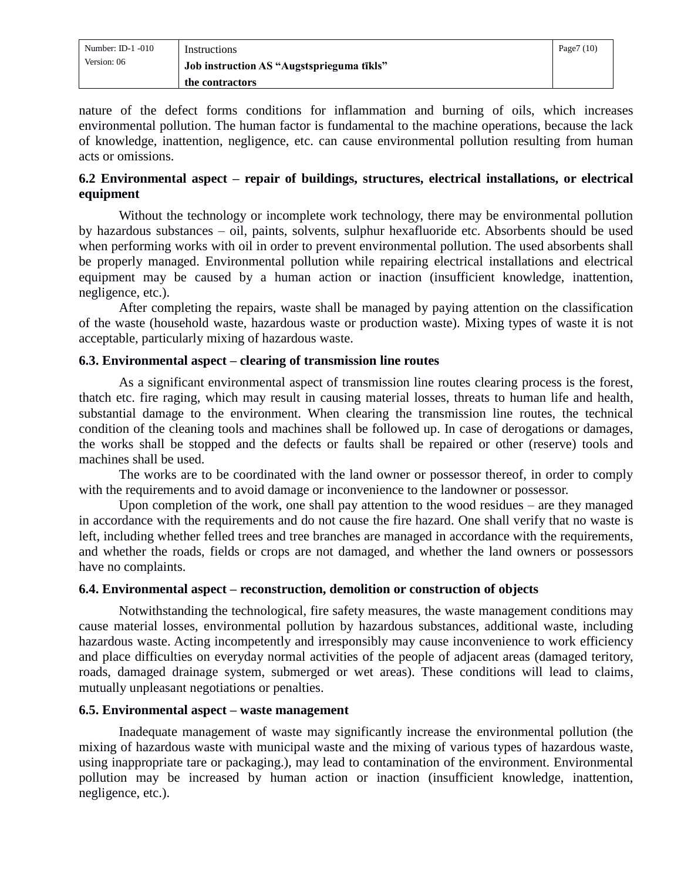nature of the defect forms conditions for inflammation and burning of oils, which increases environmental pollution. The human factor is fundamental to the machine operations, because the lack of knowledge, inattention, negligence, etc. can cause environmental pollution resulting from human acts or omissions.

### 6.2 Environmental aspect – repair of buildings, structures, electrical installations, or electrical equipment

Without the technology or incomplete work technology, there may be environmental pollution by hazardous substances – oil, paints, solvents, sulphur hexafluoride etc. Absorbents should be used when performing works with oil in order to prevent environmental pollution. The used absorbents shall be properly managed. Environmental pollution while repairing electrical installations and electrical equipment may be caused by a human action or inaction (insufficient knowledge, inattention, negligence, etc.).

After completing the repairs, waste shall be managed by paying attention on the classification of the waste (household waste, hazardous waste or production waste). Mixing types of waste it is not acceptable, particularly mixing of hazardous waste.

### 6.3. Environmental aspect – clearing of transmission line routes

As a significant environmental aspect of transmission line routes clearing process is the forest, thatch etc. fire raging, which may result in causing material losses, threats to human life and health, substantial damage to the environment. When clearing the transmission line routes, the technical condition of the cleaning tools and machines shall be followed up. In case of derogations or damages, the works shall be stopped and the defects or faults shall be repaired or other (reserve) tools and machines shall be used.

The works are to be coordinated with the land owner or possessor thereof, in order to comply with the requirements and to avoid damage or inconvenience to the landowner or possessor.

Upon completion of the work, one shall pay attention to the wood residues – are they managed in accordance with the requirements and do not cause the fire hazard. One shall verify that no waste is left, including whether felled trees and tree branches are managed in accordance with the requirements, and whether the roads, fields or crops are not damaged, and whether the land owners or possessors have no complaints.

### 6.4. Environmental aspect – reconstruction, demolition or construction of objects

Notwithstanding the technological, fire safety measures, the waste management conditions may cause material losses, environmental pollution by hazardous substances, additional waste, including hazardous waste. Acting incompetently and irresponsibly may cause inconvenience to work efficiency and place difficulties on everyday normal activities of the people of adjacent areas (damaged teritory, roads, damaged drainage system, submerged or wet areas). These conditions will lead to claims, mutually unpleasant negotiations or penalties.

### 6.5. Environmental aspect – waste management

Inadequate management of waste may significantly increase the environmental pollution (the mixing of hazardous waste with municipal waste and the mixing of various types of hazardous waste, using inappropriate tare or packaging.), may lead to contamination of the environment. Environmental pollution may be increased by human action or inaction (insufficient knowledge, inattention, negligence, etc.).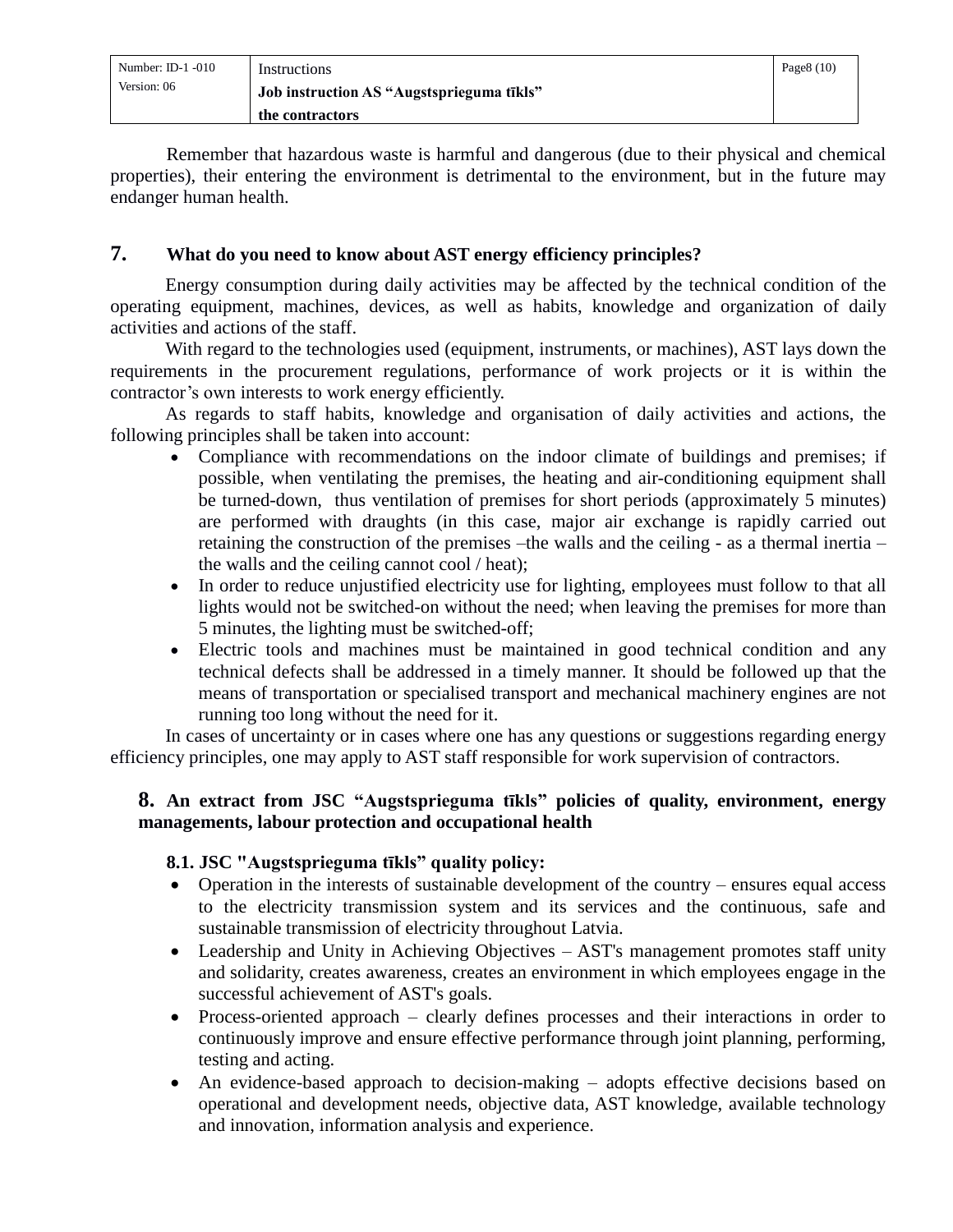Remember that hazardous waste is harmful and dangerous (due to their physical and chemical properties), their entering the environment is detrimental to the environment, but in the future may endanger human health.

## 7. What do you need to know about AST energy efficiency principles?

Energy consumption during daily activities may be affected by the technical condition of the operating equipment, machines, devices, as well as habits, knowledge and organization of daily activities and actions of the staff.

With regard to the technologies used (equipment, instruments, or machines), AST lays down the requirements in the procurement regulations, performance of work projects or it is within the contractor's own interests to work energy efficiently.

As regards to staff habits, knowledge and organisation of daily activities and actions, the following principles shall be taken into account:

- Compliance with recommendations on the indoor climate of buildings and premises; if possible, when ventilating the premises, the heating and air-conditioning equipment shall be turned-down, thus ventilation of premises for short periods (approximately 5 minutes) are performed with draughts (in this case, major air exchange is rapidly carried out retaining the construction of the premises –the walls and the ceiling - as a thermal inertia – the walls and the ceiling cannot cool / heat);
- In order to reduce unjustified electricity use for lighting, employees must follow to that all lights would not be switched-on without the need; when leaving the premises for more than 5 minutes, the lighting must be switched-off;
- Electric tools and machines must be maintained in good technical condition and any technical defects shall be addressed in a timely manner. It should be followed up that the means of transportation or specialised transport and mechanical machinery engines are not running too long without the need for it.

In cases of uncertainty or in cases where one has any questions or suggestions regarding energy efficiency principles, one may apply to AST staff responsible for work supervision of contractors.

## 8. An extract from JSC "Augstsprieguma tīkls" policies of quality, environment, energy managements, labour protection and occupational health

### 8.1. JSC "Augstsprieguma tīkls" quality policy:

- Operation in the interests of sustainable development of the country – ensures equal access to the electricity transmission system and its services and the continuous, safe and sustainable transmission of electricity throughout Latvia.
- Leadership and Unity in Achieving Objectives – AST's management promotes staff unity and solidarity, creates awareness, creates an environment in which employees engage in the successful achievement of AST's goals.
- Process-oriented approach – clearly defines processes and their interactions in order to continuously improve and ensure effective performance through joint planning, performing, testing and acting.
- An evidence-based approach to decision-making – adopts effective decisions based on operational and development needs, objective data, AST knowledge, available technology and innovation, information analysis and experience.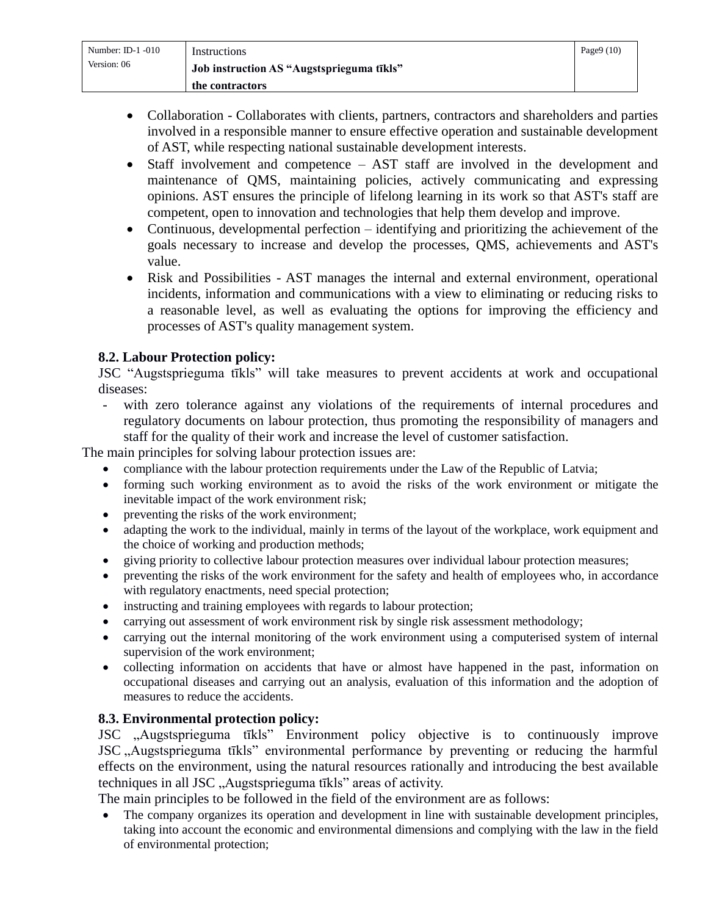- Collaboration - Collaborates with clients, partners, contractors and shareholders and parties involved in a responsible manner to ensure effective operation and sustainable development of AST, while respecting national sustainable development interests.
- Staff involvement and competence – AST staff are involved in the development and maintenance of QMS, maintaining policies, actively communicating and expressing opinions. AST ensures the principle of lifelong learning in its work so that AST's staff are competent, open to innovation and technologies that help them develop and improve.
- Continuous, developmental perfection – identifying and prioritizing the achievement of the goals necessary to increase and develop the processes, QMS, achievements and AST's value.
- Risk and Possibilities - AST manages the internal and external environment, operational incidents, information and communications with a view to eliminating or reducing risks to a reasonable level, as well as evaluating the options for improving the efficiency and processes of AST's quality management system.

**8.2. Labour Protection policy:**

JSC "Augstsprieguma tīkls" will take measures to prevent accidents at work and occupational diseases:

- with zero tolerance against any violations of the requirements of internal procedures and regulatory documents on labour protection, thus promoting the responsibility of managers and staff for the quality of their work and increase the level of customer satisfaction.

The main principles for solving labour protection issues are:

- compliance with the labour protection requirements under the Law of the Republic of Latvia;
- forming such working environment as to avoid the risks of the work environment or mitigate the inevitable impact of the work environment risk;
- preventing the risks of the work environment;
- adapting the work to the individual, mainly in terms of the layout of the workplace, work equipment and the choice of working and production methods;
- giving priority to collective labour protection measures over individual labour protection measures;
- preventing the risks of the work environment for the safety and health of employees who, in accordance with regulatory enactments, need special protection;
- instructing and training employees with regards to labour protection;
- carrying out assessment of work environment risk by single risk assessment methodology;
- carrying out the internal monitoring of the work environment using a computerised system of internal supervision of the work environment;
- collecting information on accidents that have or almost have happened in the past, information on occupational diseases and carrying out an analysis, evaluation of this information and the adoption of measures to reduce the accidents.

**8.3. Environmental protection policy:**

JSC „Augstsprieguma tīkls" Environment policy objective is to continuously improve JSC „Augstsprieguma tīkls" environmental performance by preventing or reducing the harmful effects on the environment, using the natural resources rationally and introducing the best available techniques in all JSC „Augstsprieguma tīkls" areas of activity.

The main principles to be followed in the field of the environment are as follows:

- The company organizes its operation and development in line with sustainable development principles, taking into account the economic and environmental dimensions and complying with the law in the field of environmental protection;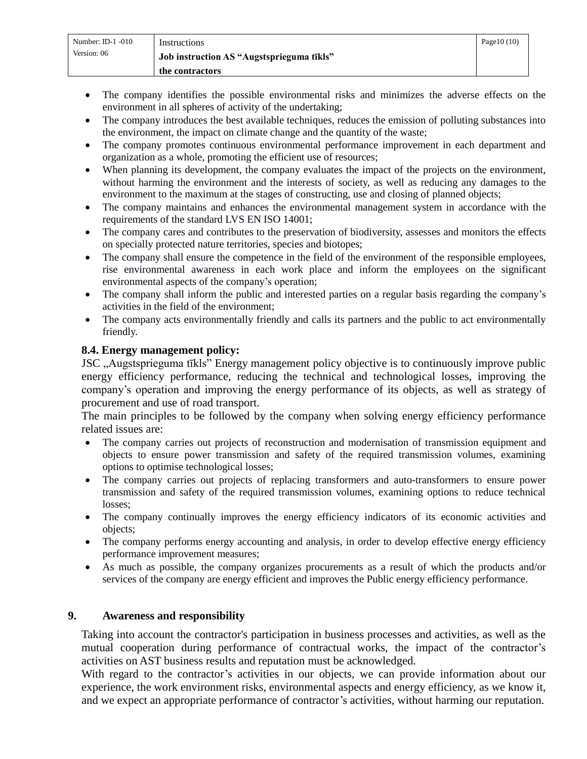- The company identifies the possible environmental risks and minimizes the adverse effects on the environment in all spheres of activity of the undertaking;
- The company introduces the best available techniques, reduces the emission of polluting substances into the environment, the impact on climate change and the quantity of the waste;
- The company promotes continuous environmental performance improvement in each department and organization as a whole, promoting the efficient use of resources;
- When planning its development, the company evaluates the impact of the projects on the environment, without harming the environment and the interests of society, as well as reducing any damages to the environment to the maximum at the stages of constructing, use and closing of planned objects;
- The company maintains and enhances the environmental management system in accordance with the requirements of the standard LVS EN ISO 14001;
- The company cares and contributes to the preservation of biodiversity, assesses and monitors the effects on specially protected nature territories, species and biotopes;
- The company shall ensure the competence in the field of the environment of the responsible employees, rise environmental awareness in each work place and inform the employees on the significant environmental aspects of the company's operation;
- The company shall inform the public and interested parties on a regular basis regarding the company's activities in the field of the environment;
- The company acts environmentally friendly and calls its partners and the public to act environmentally friendly.

### 8.4. Energy management policy:

JSC „Augstsprieguma tīkls" Energy management policy objective is to continuously improve public energy efficiency performance, reducing the technical and technological losses, improving the company's operation and improving the energy performance of its objects, as well as strategy of procurement and use of road transport.

The main principles to be followed by the company when solving energy efficiency performance related issues are:

- The company carries out projects of reconstruction and modernisation of transmission equipment and objects to ensure power transmission and safety of the required transmission volumes, examining options to optimise technological losses;
- The company carries out projects of replacing transformers and auto-transformers to ensure power transmission and safety of the required transmission volumes, examining options to reduce technical losses;
- The company continually improves the energy efficiency indicators of its economic activities and objects;
- The company performs energy accounting and analysis, in order to develop effective energy efficiency performance improvement measures;
- As much as possible, the company organizes procurements as a result of which the products and/or services of the company are energy efficient and improves the Public energy efficiency performance.

## 9. Awareness and responsibility

Taking into account the contractor's participation in business processes and activities, as well as the mutual cooperation during performance of contractual works, the impact of the contractor's activities on AST business results and reputation must be acknowledged.

With regard to the contractor's activities in our objects, we can provide information about our experience, the work environment risks, environmental aspects and energy efficiency, as we know it, and we expect an appropriate performance of contractor's activities, without harming our reputation.